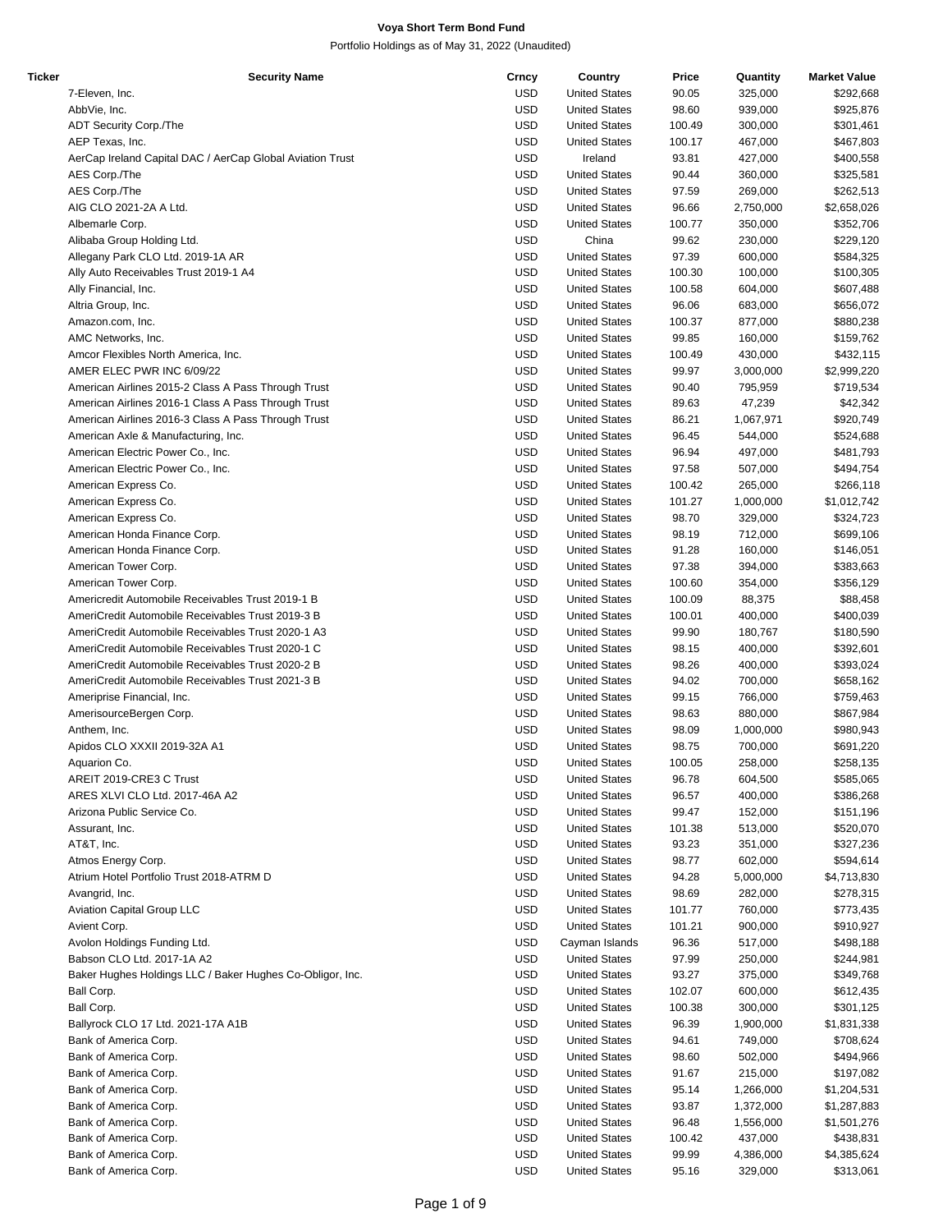# Voya Short Term Bond Fund

Portfolio Holdings as of May 31, 2022 (Unaudited)

| Ticker | Security Name | Crncy | Country | Price | Quantity | Market Value |
|---|---|---|---|---|---|---|
| | 7-Eleven, Inc. | USD | United States | 90.05 | 325,000 | $292,668 |
| | AbbVie, Inc. | USD | United States | 98.60 | 939,000 | $925,876 |
| | ADT Security Corp./The | USD | United States | 100.49 | 300,000 | $301,461 |
| | AEP Texas, Inc. | USD | United States | 100.17 | 467,000 | $467,803 |
| | AerCap Ireland Capital DAC / AerCap Global Aviation Trust | USD | Ireland | 93.81 | 427,000 | $400,558 |
| | AES Corp./The | USD | United States | 90.44 | 360,000 | $325,581 |
| | AES Corp./The | USD | United States | 97.59 | 269,000 | $262,513 |
| | AIG CLO 2021-2A A Ltd. | USD | United States | 96.66 | 2,750,000 | $2,658,026 |
| | Albemarle Corp. | USD | United States | 100.77 | 350,000 | $352,706 |
| | Alibaba Group Holding Ltd. | USD | China | 99.62 | 230,000 | $229,120 |
| | Allegany Park CLO Ltd. 2019-1A AR | USD | United States | 97.39 | 600,000 | $584,325 |
| | Ally Auto Receivables Trust 2019-1 A4 | USD | United States | 100.30 | 100,000 | $100,305 |
| | Ally Financial, Inc. | USD | United States | 100.58 | 604,000 | $607,488 |
| | Altria Group, Inc. | USD | United States | 96.06 | 683,000 | $656,072 |
| | Amazon.com, Inc. | USD | United States | 100.37 | 877,000 | $880,238 |
| | AMC Networks, Inc. | USD | United States | 99.85 | 160,000 | $159,762 |
| | Amcor Flexibles North America, Inc. | USD | United States | 100.49 | 430,000 | $432,115 |
| | AMER ELEC PWR INC 6/09/22 | USD | United States | 99.97 | 3,000,000 | $2,999,220 |
| | American Airlines 2015-2 Class A Pass Through Trust | USD | United States | 90.40 | 795,959 | $719,534 |
| | American Airlines 2016-1 Class A Pass Through Trust | USD | United States | 89.63 | 47,239 | $42,342 |
| | American Airlines 2016-3 Class A Pass Through Trust | USD | United States | 86.21 | 1,067,971 | $920,749 |
| | American Axle & Manufacturing, Inc. | USD | United States | 96.45 | 544,000 | $524,688 |
| | American Electric Power Co., Inc. | USD | United States | 96.94 | 497,000 | $481,793 |
| | American Electric Power Co., Inc. | USD | United States | 97.58 | 507,000 | $494,754 |
| | American Express Co. | USD | United States | 100.42 | 265,000 | $266,118 |
| | American Express Co. | USD | United States | 101.27 | 1,000,000 | $1,012,742 |
| | American Express Co. | USD | United States | 98.70 | 329,000 | $324,723 |
| | American Honda Finance Corp. | USD | United States | 98.19 | 712,000 | $699,106 |
| | American Honda Finance Corp. | USD | United States | 91.28 | 160,000 | $146,051 |
| | American Tower Corp. | USD | United States | 97.38 | 394,000 | $383,663 |
| | American Tower Corp. | USD | United States | 100.60 | 354,000 | $356,129 |
| | Americredit Automobile Receivables Trust 2019-1 B | USD | United States | 100.09 | 88,375 | $88,458 |
| | AmeriCredit Automobile Receivables Trust 2019-3 B | USD | United States | 100.01 | 400,000 | $400,039 |
| | AmeriCredit Automobile Receivables Trust 2020-1 A3 | USD | United States | 99.90 | 180,767 | $180,590 |
| | AmeriCredit Automobile Receivables Trust 2020-1 C | USD | United States | 98.15 | 400,000 | $392,601 |
| | AmeriCredit Automobile Receivables Trust 2020-2 B | USD | United States | 98.26 | 400,000 | $393,024 |
| | AmeriCredit Automobile Receivables Trust 2021-3 B | USD | United States | 94.02 | 700,000 | $658,162 |
| | Ameriprise Financial, Inc. | USD | United States | 99.15 | 766,000 | $759,463 |
| | AmerisourceBergen Corp. | USD | United States | 98.63 | 880,000 | $867,984 |
| | Anthem, Inc. | USD | United States | 98.09 | 1,000,000 | $980,943 |
| | Apidos CLO XXXII 2019-32A A1 | USD | United States | 98.75 | 700,000 | $691,220 |
| | Aquarion Co. | USD | United States | 100.05 | 258,000 | $258,135 |
| | AREIT 2019-CRE3 C Trust | USD | United States | 96.78 | 604,500 | $585,065 |
| | ARES XLVI CLO Ltd. 2017-46A A2 | USD | United States | 96.57 | 400,000 | $386,268 |
| | Arizona Public Service Co. | USD | United States | 99.47 | 152,000 | $151,196 |
| | Assurant, Inc. | USD | United States | 101.38 | 513,000 | $520,070 |
| | AT&T, Inc. | USD | United States | 93.23 | 351,000 | $327,236 |
| | Atmos Energy Corp. | USD | United States | 98.77 | 602,000 | $594,614 |
| | Atrium Hotel Portfolio Trust 2018-ATRM D | USD | United States | 94.28 | 5,000,000 | $4,713,830 |
| | Avangrid, Inc. | USD | United States | 98.69 | 282,000 | $278,315 |
| | Aviation Capital Group LLC | USD | United States | 101.77 | 760,000 | $773,435 |
| | Avient Corp. | USD | United States | 101.21 | 900,000 | $910,927 |
| | Avolon Holdings Funding Ltd. | USD | Cayman Islands | 96.36 | 517,000 | $498,188 |
| | Babson CLO Ltd. 2017-1A A2 | USD | United States | 97.99 | 250,000 | $244,981 |
| | Baker Hughes Holdings LLC / Baker Hughes Co-Obligor, Inc. | USD | United States | 93.27 | 375,000 | $349,768 |
| | Ball Corp. | USD | United States | 102.07 | 600,000 | $612,435 |
| | Ball Corp. | USD | United States | 100.38 | 300,000 | $301,125 |
| | Ballyrock CLO 17 Ltd. 2021-17A A1B | USD | United States | 96.39 | 1,900,000 | $1,831,338 |
| | Bank of America Corp. | USD | United States | 94.61 | 749,000 | $708,624 |
| | Bank of America Corp. | USD | United States | 98.60 | 502,000 | $494,966 |
| | Bank of America Corp. | USD | United States | 91.67 | 215,000 | $197,082 |
| | Bank of America Corp. | USD | United States | 95.14 | 1,266,000 | $1,204,531 |
| | Bank of America Corp. | USD | United States | 93.87 | 1,372,000 | $1,287,883 |
| | Bank of America Corp. | USD | United States | 96.48 | 1,556,000 | $1,501,276 |
| | Bank of America Corp. | USD | United States | 100.42 | 437,000 | $438,831 |
| | Bank of America Corp. | USD | United States | 99.99 | 4,386,000 | $4,385,624 |
| | Bank of America Corp. | USD | United States | 95.16 | 329,000 | $313,061 |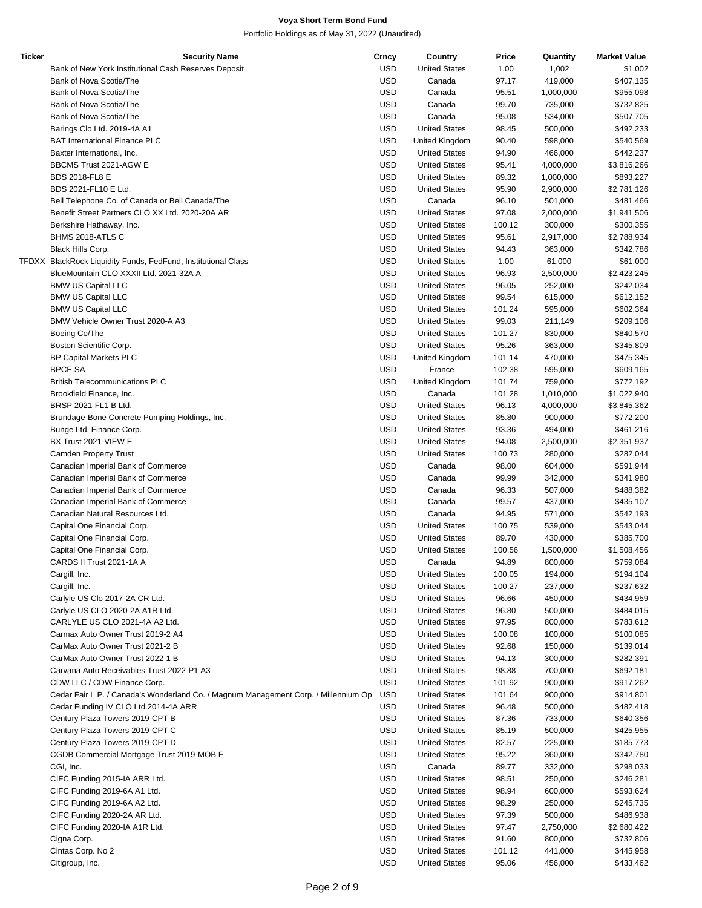# Voya Short Term Bond Fund

Portfolio Holdings as of May 31, 2022 (Unaudited)

| Ticker | Security Name | Crncy | Country | Price | Quantity | Market Value |
|---|---|---|---|---|---|---|
| | Bank of New York Institutional Cash Reserves Deposit | USD | United States | 1.00 | 1,002 | $1,002 |
| | Bank of Nova Scotia/The | USD | Canada | 97.17 | 419,000 | $407,135 |
| | Bank of Nova Scotia/The | USD | Canada | 95.51 | 1,000,000 | $955,098 |
| | Bank of Nova Scotia/The | USD | Canada | 99.70 | 735,000 | $732,825 |
| | Bank of Nova Scotia/The | USD | Canada | 95.08 | 534,000 | $507,705 |
| | Barings Clo Ltd. 2019-4A A1 | USD | United States | 98.45 | 500,000 | $492,233 |
| | BAT International Finance PLC | USD | United Kingdom | 90.40 | 598,000 | $540,569 |
| | Baxter International, Inc. | USD | United States | 94.90 | 466,000 | $442,237 |
| | BBCMS Trust 2021-AGW E | USD | United States | 95.41 | 4,000,000 | $3,816,266 |
| | BDS 2018-FL8 E | USD | United States | 89.32 | 1,000,000 | $893,227 |
| | BDS 2021-FL10 E Ltd. | USD | United States | 95.90 | 2,900,000 | $2,781,126 |
| | Bell Telephone Co. of Canada or Bell Canada/The | USD | Canada | 96.10 | 501,000 | $481,466 |
| | Benefit Street Partners CLO XX Ltd. 2020-20A AR | USD | United States | 97.08 | 2,000,000 | $1,941,506 |
| | Berkshire Hathaway, Inc. | USD | United States | 100.12 | 300,000 | $300,355 |
| | BHMS 2018-ATLS C | USD | United States | 95.61 | 2,917,000 | $2,788,934 |
| | Black Hills Corp. | USD | United States | 94.43 | 363,000 | $342,786 |
| TFDXX | BlackRock Liquidity Funds, FedFund, Institutional Class | USD | United States | 1.00 | 61,000 | $61,000 |
| | BlueMountain CLO XXXII Ltd. 2021-32A A | USD | United States | 96.93 | 2,500,000 | $2,423,245 |
| | BMW US Capital LLC | USD | United States | 96.05 | 252,000 | $242,034 |
| | BMW US Capital LLC | USD | United States | 99.54 | 615,000 | $612,152 |
| | BMW US Capital LLC | USD | United States | 101.24 | 595,000 | $602,364 |
| | BMW Vehicle Owner Trust 2020-A A3 | USD | United States | 99.03 | 211,149 | $209,106 |
| | Boeing Co/The | USD | United States | 101.27 | 830,000 | $840,570 |
| | Boston Scientific Corp. | USD | United States | 95.26 | 363,000 | $345,809 |
| | BP Capital Markets PLC | USD | United Kingdom | 101.14 | 470,000 | $475,345 |
| | BPCE SA | USD | France | 102.38 | 595,000 | $609,165 |
| | British Telecommunications PLC | USD | United Kingdom | 101.74 | 759,000 | $772,192 |
| | Brookfield Finance, Inc. | USD | Canada | 101.28 | 1,010,000 | $1,022,940 |
| | BRSP 2021-FL1 B Ltd. | USD | United States | 96.13 | 4,000,000 | $3,845,362 |
| | Brundage-Bone Concrete Pumping Holdings, Inc. | USD | United States | 85.80 | 900,000 | $772,200 |
| | Bunge Ltd. Finance Corp. | USD | United States | 93.36 | 494,000 | $461,216 |
| | BX Trust 2021-VIEW E | USD | United States | 94.08 | 2,500,000 | $2,351,937 |
| | Camden Property Trust | USD | United States | 100.73 | 280,000 | $282,044 |
| | Canadian Imperial Bank of Commerce | USD | Canada | 98.00 | 604,000 | $591,944 |
| | Canadian Imperial Bank of Commerce | USD | Canada | 99.99 | 342,000 | $341,980 |
| | Canadian Imperial Bank of Commerce | USD | Canada | 96.33 | 507,000 | $488,382 |
| | Canadian Imperial Bank of Commerce | USD | Canada | 99.57 | 437,000 | $435,107 |
| | Canadian Natural Resources Ltd. | USD | Canada | 94.95 | 571,000 | $542,193 |
| | Capital One Financial Corp. | USD | United States | 100.75 | 539,000 | $543,044 |
| | Capital One Financial Corp. | USD | United States | 89.70 | 430,000 | $385,700 |
| | Capital One Financial Corp. | USD | United States | 100.56 | 1,500,000 | $1,508,456 |
| | CARDS II Trust 2021-1A A | USD | Canada | 94.89 | 800,000 | $759,084 |
| | Cargill, Inc. | USD | United States | 100.05 | 194,000 | $194,104 |
| | Cargill, Inc. | USD | United States | 100.27 | 237,000 | $237,632 |
| | Carlyle US Clo 2017-2A CR Ltd. | USD | United States | 96.66 | 450,000 | $434,959 |
| | Carlyle US CLO 2020-2A A1R Ltd. | USD | United States | 96.80 | 500,000 | $484,015 |
| | CARLYLE US CLO 2021-4A A2 Ltd. | USD | United States | 97.95 | 800,000 | $783,612 |
| | Carmax Auto Owner Trust 2019-2 A4 | USD | United States | 100.08 | 100,000 | $100,085 |
| | CarMax Auto Owner Trust 2021-2 B | USD | United States | 92.68 | 150,000 | $139,014 |
| | CarMax Auto Owner Trust 2022-1 B | USD | United States | 94.13 | 300,000 | $282,391 |
| | Carvana Auto Receivables Trust 2022-P1 A3 | USD | United States | 98.88 | 700,000 | $692,181 |
| | CDW LLC / CDW Finance Corp. | USD | United States | 101.92 | 900,000 | $917,262 |
| | Cedar Fair L.P. / Canada's Wonderland Co. / Magnum Management Corp. / Millennium Op | USD | United States | 101.64 | 900,000 | $914,801 |
| | Cedar Funding IV CLO Ltd.2014-4A ARR | USD | United States | 96.48 | 500,000 | $482,418 |
| | Century Plaza Towers 2019-CPT B | USD | United States | 87.36 | 733,000 | $640,356 |
| | Century Plaza Towers 2019-CPT C | USD | United States | 85.19 | 500,000 | $425,955 |
| | Century Plaza Towers 2019-CPT D | USD | United States | 82.57 | 225,000 | $185,773 |
| | CGDB Commercial Mortgage Trust 2019-MOB F | USD | United States | 95.22 | 360,000 | $342,780 |
| | CGI, Inc. | USD | Canada | 89.77 | 332,000 | $298,033 |
| | CIFC Funding 2015-IA ARR Ltd. | USD | United States | 98.51 | 250,000 | $246,281 |
| | CIFC Funding 2019-6A A1 Ltd. | USD | United States | 98.94 | 600,000 | $593,624 |
| | CIFC Funding 2019-6A A2 Ltd. | USD | United States | 98.29 | 250,000 | $245,735 |
| | CIFC Funding 2020-2A AR Ltd. | USD | United States | 97.39 | 500,000 | $486,938 |
| | CIFC Funding 2020-IA A1R Ltd. | USD | United States | 97.47 | 2,750,000 | $2,680,422 |
| | Cigna Corp. | USD | United States | 91.60 | 800,000 | $732,806 |
| | Cintas Corp. No 2 | USD | United States | 101.12 | 441,000 | $445,958 |
| | Citigroup, Inc. | USD | United States | 95.06 | 456,000 | $433,462 |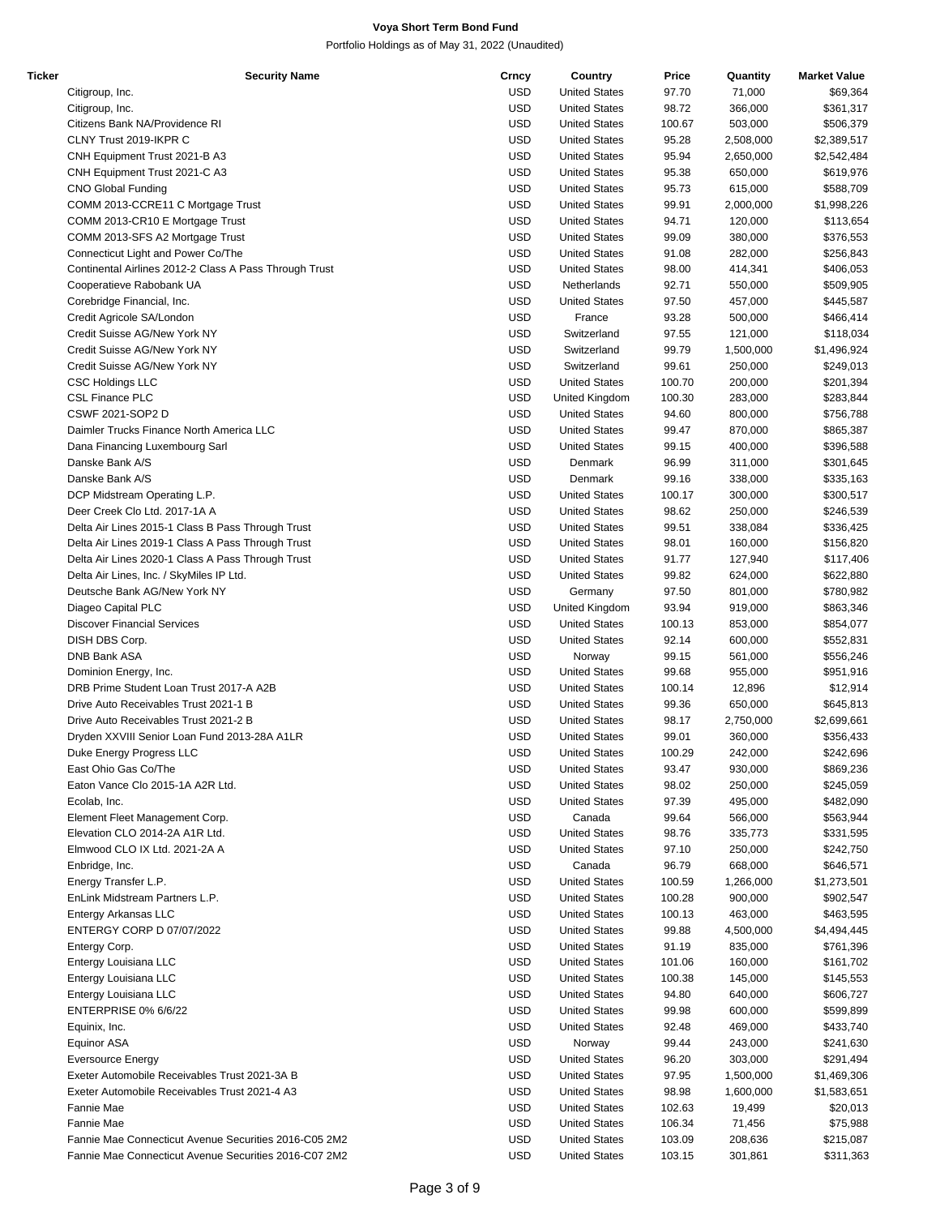**Voya Short Term Bond Fund**

Portfolio Holdings as of May 31, 2022 (Unaudited)

| Ticker | Security Name | Crncy | Country | Price | Quantity | Market Value |
|---|---|---|---|---|---|---|
| | Citigroup, Inc. | USD | United States | 97.70 | 71,000 | $69,364 |
| | Citigroup, Inc. | USD | United States | 98.72 | 366,000 | $361,317 |
| | Citizens Bank NA/Providence RI | USD | United States | 100.67 | 503,000 | $506,379 |
| | CLNY Trust 2019-IKPR C | USD | United States | 95.28 | 2,508,000 | $2,389,517 |
| | CNH Equipment Trust 2021-B A3 | USD | United States | 95.94 | 2,650,000 | $2,542,484 |
| | CNH Equipment Trust 2021-C A3 | USD | United States | 95.38 | 650,000 | $619,976 |
| | CNO Global Funding | USD | United States | 95.73 | 615,000 | $588,709 |
| | COMM 2013-CCRE11 C Mortgage Trust | USD | United States | 99.91 | 2,000,000 | $1,998,226 |
| | COMM 2013-CR10 E Mortgage Trust | USD | United States | 94.71 | 120,000 | $113,654 |
| | COMM 2013-SFS A2 Mortgage Trust | USD | United States | 99.09 | 380,000 | $376,553 |
| | Connecticut Light and Power Co/The | USD | United States | 91.08 | 282,000 | $256,843 |
| | Continental Airlines 2012-2 Class A Pass Through Trust | USD | United States | 98.00 | 414,341 | $406,053 |
| | Cooperatieve Rabobank UA | USD | Netherlands | 92.71 | 550,000 | $509,905 |
| | Corebridge Financial, Inc. | USD | United States | 97.50 | 457,000 | $445,587 |
| | Credit Agricole SA/London | USD | France | 93.28 | 500,000 | $466,414 |
| | Credit Suisse AG/New York NY | USD | Switzerland | 97.55 | 121,000 | $118,034 |
| | Credit Suisse AG/New York NY | USD | Switzerland | 99.79 | 1,500,000 | $1,496,924 |
| | Credit Suisse AG/New York NY | USD | Switzerland | 99.61 | 250,000 | $249,013 |
| | CSC Holdings LLC | USD | United States | 100.70 | 200,000 | $201,394 |
| | CSL Finance PLC | USD | United Kingdom | 100.30 | 283,000 | $283,844 |
| | CSWF 2021-SOP2 D | USD | United States | 94.60 | 800,000 | $756,788 |
| | Daimler Trucks Finance North America LLC | USD | United States | 99.47 | 870,000 | $865,387 |
| | Dana Financing Luxembourg Sarl | USD | United States | 99.15 | 400,000 | $396,588 |
| | Danske Bank A/S | USD | Denmark | 96.99 | 311,000 | $301,645 |
| | Danske Bank A/S | USD | Denmark | 99.16 | 338,000 | $335,163 |
| | DCP Midstream Operating L.P. | USD | United States | 100.17 | 300,000 | $300,517 |
| | Deer Creek Clo Ltd. 2017-1A A | USD | United States | 98.62 | 250,000 | $246,539 |
| | Delta Air Lines 2015-1 Class B Pass Through Trust | USD | United States | 99.51 | 338,084 | $336,425 |
| | Delta Air Lines 2019-1 Class A Pass Through Trust | USD | United States | 98.01 | 160,000 | $156,820 |
| | Delta Air Lines 2020-1 Class A Pass Through Trust | USD | United States | 91.77 | 127,940 | $117,406 |
| | Delta Air Lines, Inc. / SkyMiles IP Ltd. | USD | United States | 99.82 | 624,000 | $622,880 |
| | Deutsche Bank AG/New York NY | USD | Germany | 97.50 | 801,000 | $780,982 |
| | Diageo Capital PLC | USD | United Kingdom | 93.94 | 919,000 | $863,346 |
| | Discover Financial Services | USD | United States | 100.13 | 853,000 | $854,077 |
| | DISH DBS Corp. | USD | United States | 92.14 | 600,000 | $552,831 |
| | DNB Bank ASA | USD | Norway | 99.15 | 561,000 | $556,246 |
| | Dominion Energy, Inc. | USD | United States | 99.68 | 955,000 | $951,916 |
| | DRB Prime Student Loan Trust 2017-A A2B | USD | United States | 100.14 | 12,896 | $12,914 |
| | Drive Auto Receivables Trust 2021-1 B | USD | United States | 99.36 | 650,000 | $645,813 |
| | Drive Auto Receivables Trust 2021-2 B | USD | United States | 98.17 | 2,750,000 | $2,699,661 |
| | Dryden XXVIII Senior Loan Fund 2013-28A A1LR | USD | United States | 99.01 | 360,000 | $356,433 |
| | Duke Energy Progress LLC | USD | United States | 100.29 | 242,000 | $242,696 |
| | East Ohio Gas Co/The | USD | United States | 93.47 | 930,000 | $869,236 |
| | Eaton Vance Clo 2015-1A A2R Ltd. | USD | United States | 98.02 | 250,000 | $245,059 |
| | Ecolab, Inc. | USD | United States | 97.39 | 495,000 | $482,090 |
| | Element Fleet Management Corp. | USD | Canada | 99.64 | 566,000 | $563,944 |
| | Elevation CLO 2014-2A A1R Ltd. | USD | United States | 98.76 | 335,773 | $331,595 |
| | Elmwood CLO IX Ltd. 2021-2A A | USD | United States | 97.10 | 250,000 | $242,750 |
| | Enbridge, Inc. | USD | Canada | 96.79 | 668,000 | $646,571 |
| | Energy Transfer L.P. | USD | United States | 100.59 | 1,266,000 | $1,273,501 |
| | EnLink Midstream Partners L.P. | USD | United States | 100.28 | 900,000 | $902,547 |
| | Entergy Arkansas LLC | USD | United States | 100.13 | 463,000 | $463,595 |
| | ENTERGY CORP D 07/07/2022 | USD | United States | 99.88 | 4,500,000 | $4,494,445 |
| | Entergy Corp. | USD | United States | 91.19 | 835,000 | $761,396 |
| | Entergy Louisiana LLC | USD | United States | 101.06 | 160,000 | $161,702 |
| | Entergy Louisiana LLC | USD | United States | 100.38 | 145,000 | $145,553 |
| | Entergy Louisiana LLC | USD | United States | 94.80 | 640,000 | $606,727 |
| | ENTERPRISE 0% 6/6/22 | USD | United States | 99.98 | 600,000 | $599,899 |
| | Equinix, Inc. | USD | United States | 92.48 | 469,000 | $433,740 |
| | Equinor ASA | USD | Norway | 99.44 | 243,000 | $241,630 |
| | Eversource Energy | USD | United States | 96.20 | 303,000 | $291,494 |
| | Exeter Automobile Receivables Trust 2021-3A B | USD | United States | 97.95 | 1,500,000 | $1,469,306 |
| | Exeter Automobile Receivables Trust 2021-4 A3 | USD | United States | 98.98 | 1,600,000 | $1,583,651 |
| | Fannie Mae | USD | United States | 102.63 | 19,499 | $20,013 |
| | Fannie Mae | USD | United States | 106.34 | 71,456 | $75,988 |
| | Fannie Mae Connecticut Avenue Securities 2016-C05 2M2 | USD | United States | 103.09 | 208,636 | $215,087 |
| | Fannie Mae Connecticut Avenue Securities 2016-C07 2M2 | USD | United States | 103.15 | 301,861 | $311,363 |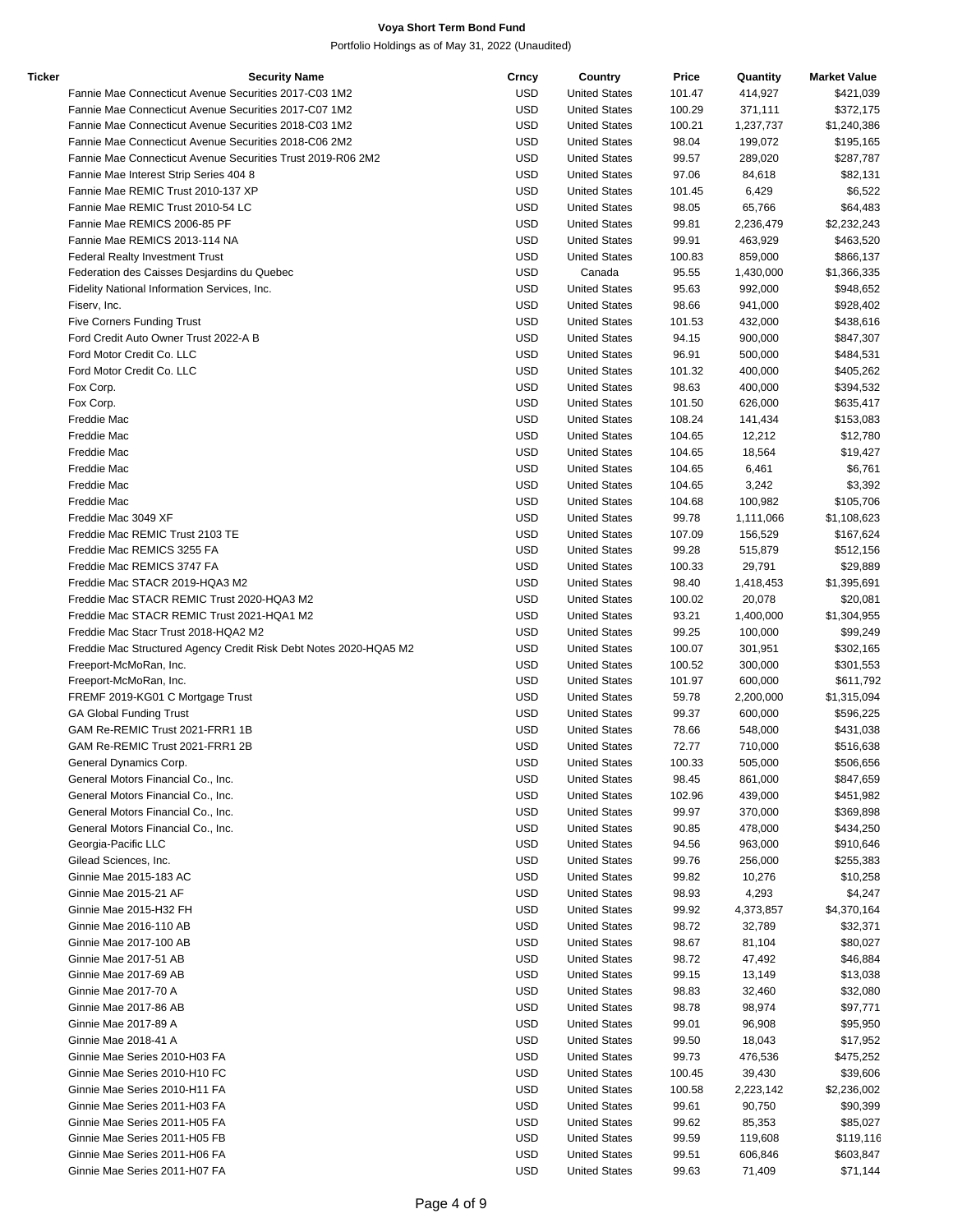**Voya Short Term Bond Fund**

Portfolio Holdings as of May 31, 2022 (Unaudited)

| Ticker | Security Name | Crncy | Country | Price | Quantity | Market Value |
|---|---|---|---|---|---|---|
| | Fannie Mae Connecticut Avenue Securities 2017-C03 1M2 | USD | United States | 101.47 | 414,927 | $421,039 |
| | Fannie Mae Connecticut Avenue Securities 2017-C07 1M2 | USD | United States | 100.29 | 371,111 | $372,175 |
| | Fannie Mae Connecticut Avenue Securities 2018-C03 1M2 | USD | United States | 100.21 | 1,237,737 | $1,240,386 |
| | Fannie Mae Connecticut Avenue Securities 2018-C06 2M2 | USD | United States | 98.04 | 199,072 | $195,165 |
| | Fannie Mae Connecticut Avenue Securities Trust 2019-R06 2M2 | USD | United States | 99.57 | 289,020 | $287,787 |
| | Fannie Mae Interest Strip Series 404 8 | USD | United States | 97.06 | 84,618 | $82,131 |
| | Fannie Mae REMIC Trust 2010-137 XP | USD | United States | 101.45 | 6,429 | $6,522 |
| | Fannie Mae REMIC Trust 2010-54 LC | USD | United States | 98.05 | 65,766 | $64,483 |
| | Fannie Mae REMICS 2006-85 PF | USD | United States | 99.81 | 2,236,479 | $2,232,243 |
| | Fannie Mae REMICS 2013-114 NA | USD | United States | 99.91 | 463,929 | $463,520 |
| | Federal Realty Investment Trust | USD | United States | 100.83 | 859,000 | $866,137 |
| | Federation des Caisses Desjardins du Quebec | USD | Canada | 95.55 | 1,430,000 | $1,366,335 |
| | Fidelity National Information Services, Inc. | USD | United States | 95.63 | 992,000 | $948,652 |
| | Fiserv, Inc. | USD | United States | 98.66 | 941,000 | $928,402 |
| | Five Corners Funding Trust | USD | United States | 101.53 | 432,000 | $438,616 |
| | Ford Credit Auto Owner Trust 2022-A B | USD | United States | 94.15 | 900,000 | $847,307 |
| | Ford Motor Credit Co. LLC | USD | United States | 96.91 | 500,000 | $484,531 |
| | Ford Motor Credit Co. LLC | USD | United States | 101.32 | 400,000 | $405,262 |
| | Fox Corp. | USD | United States | 98.63 | 400,000 | $394,532 |
| | Fox Corp. | USD | United States | 101.50 | 626,000 | $635,417 |
| | Freddie Mac | USD | United States | 108.24 | 141,434 | $153,083 |
| | Freddie Mac | USD | United States | 104.65 | 12,212 | $12,780 |
| | Freddie Mac | USD | United States | 104.65 | 18,564 | $19,427 |
| | Freddie Mac | USD | United States | 104.65 | 6,461 | $6,761 |
| | Freddie Mac | USD | United States | 104.65 | 3,242 | $3,392 |
| | Freddie Mac | USD | United States | 104.68 | 100,982 | $105,706 |
| | Freddie Mac 3049 XF | USD | United States | 99.78 | 1,111,066 | $1,108,623 |
| | Freddie Mac REMIC Trust 2103 TE | USD | United States | 107.09 | 156,529 | $167,624 |
| | Freddie Mac REMICS 3255 FA | USD | United States | 99.28 | 515,879 | $512,156 |
| | Freddie Mac REMICS 3747 FA | USD | United States | 100.33 | 29,791 | $29,889 |
| | Freddie Mac STACR 2019-HQA3 M2 | USD | United States | 98.40 | 1,418,453 | $1,395,691 |
| | Freddie Mac STACR REMIC Trust 2020-HQA3 M2 | USD | United States | 100.02 | 20,078 | $20,081 |
| | Freddie Mac STACR REMIC Trust 2021-HQA1 M2 | USD | United States | 93.21 | 1,400,000 | $1,304,955 |
| | Freddie Mac Stacr Trust 2018-HQA2 M2 | USD | United States | 99.25 | 100,000 | $99,249 |
| | Freddie Mac Structured Agency Credit Risk Debt Notes 2020-HQA5 M2 | USD | United States | 100.07 | 301,951 | $302,165 |
| | Freeport-McMoRan, Inc. | USD | United States | 100.52 | 300,000 | $301,553 |
| | Freeport-McMoRan, Inc. | USD | United States | 101.97 | 600,000 | $611,792 |
| | FREMF 2019-KG01 C Mortgage Trust | USD | United States | 59.78 | 2,200,000 | $1,315,094 |
| | GA Global Funding Trust | USD | United States | 99.37 | 600,000 | $596,225 |
| | GAM Re-REMIC Trust 2021-FRR1 1B | USD | United States | 78.66 | 548,000 | $431,038 |
| | GAM Re-REMIC Trust 2021-FRR1 2B | USD | United States | 72.77 | 710,000 | $516,638 |
| | General Dynamics Corp. | USD | United States | 100.33 | 505,000 | $506,656 |
| | General Motors Financial Co., Inc. | USD | United States | 98.45 | 861,000 | $847,659 |
| | General Motors Financial Co., Inc. | USD | United States | 102.96 | 439,000 | $451,982 |
| | General Motors Financial Co., Inc. | USD | United States | 99.97 | 370,000 | $369,898 |
| | General Motors Financial Co., Inc. | USD | United States | 90.85 | 478,000 | $434,250 |
| | Georgia-Pacific LLC | USD | United States | 94.56 | 963,000 | $910,646 |
| | Gilead Sciences, Inc. | USD | United States | 99.76 | 256,000 | $255,383 |
| | Ginnie Mae 2015-183 AC | USD | United States | 99.82 | 10,276 | $10,258 |
| | Ginnie Mae 2015-21 AF | USD | United States | 98.93 | 4,293 | $4,247 |
| | Ginnie Mae 2015-H32 FH | USD | United States | 99.92 | 4,373,857 | $4,370,164 |
| | Ginnie Mae 2016-110 AB | USD | United States | 98.72 | 32,789 | $32,371 |
| | Ginnie Mae 2017-100 AB | USD | United States | 98.67 | 81,104 | $80,027 |
| | Ginnie Mae 2017-51 AB | USD | United States | 98.72 | 47,492 | $46,884 |
| | Ginnie Mae 2017-69 AB | USD | United States | 99.15 | 13,149 | $13,038 |
| | Ginnie Mae 2017-70 A | USD | United States | 98.83 | 32,460 | $32,080 |
| | Ginnie Mae 2017-86 AB | USD | United States | 98.78 | 98,974 | $97,771 |
| | Ginnie Mae 2017-89 A | USD | United States | 99.01 | 96,908 | $95,950 |
| | Ginnie Mae 2018-41 A | USD | United States | 99.50 | 18,043 | $17,952 |
| | Ginnie Mae Series 2010-H03 FA | USD | United States | 99.73 | 476,536 | $475,252 |
| | Ginnie Mae Series 2010-H10 FC | USD | United States | 100.45 | 39,430 | $39,606 |
| | Ginnie Mae Series 2010-H11 FA | USD | United States | 100.58 | 2,223,142 | $2,236,002 |
| | Ginnie Mae Series 2011-H03 FA | USD | United States | 99.61 | 90,750 | $90,399 |
| | Ginnie Mae Series 2011-H05 FA | USD | United States | 99.62 | 85,353 | $85,027 |
| | Ginnie Mae Series 2011-H05 FB | USD | United States | 99.59 | 119,608 | $119,116 |
| | Ginnie Mae Series 2011-H06 FA | USD | United States | 99.51 | 606,846 | $603,847 |
| | Ginnie Mae Series 2011-H07 FA | USD | United States | 99.63 | 71,409 | $71,144 |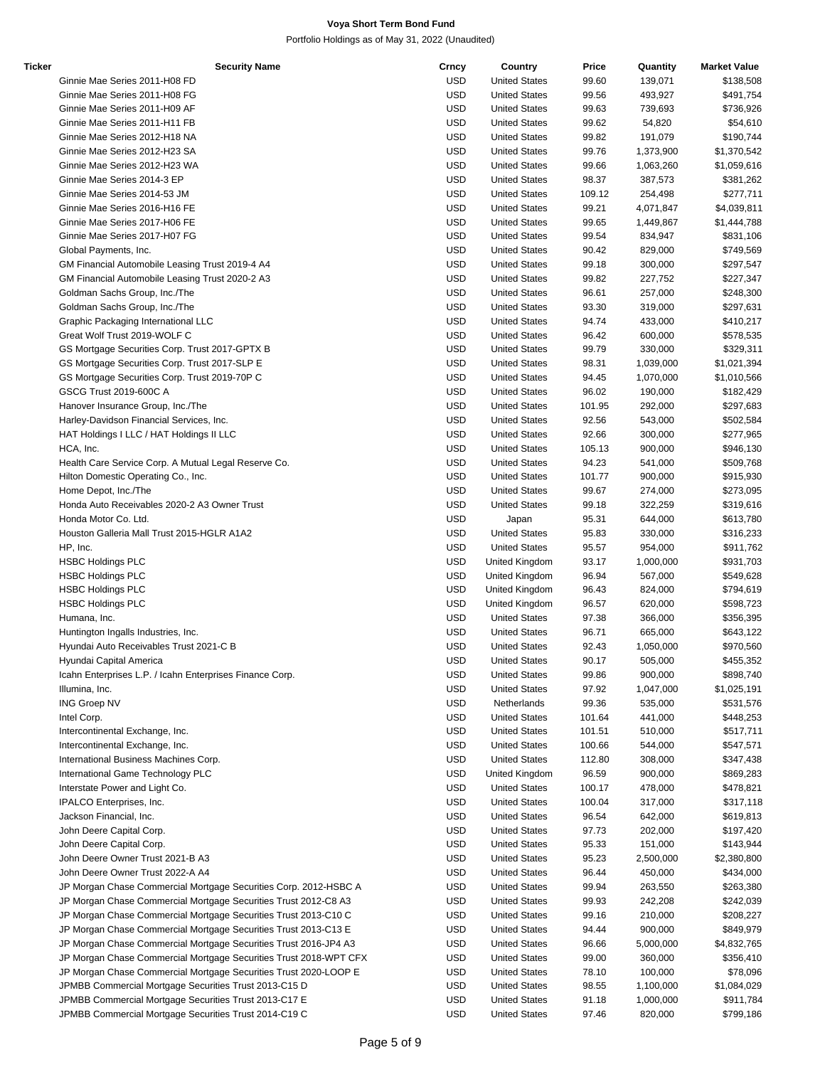**Voya Short Term Bond Fund**

Portfolio Holdings as of May 31, 2022 (Unaudited)

| Ticker | Security Name | Crncy | Country | Price | Quantity | Market Value |
|---|---|---|---|---|---|---|
| | Ginnie Mae Series 2011-H08 FD | USD | United States | 99.60 | 139,071 | $138,508 |
| | Ginnie Mae Series 2011-H08 FG | USD | United States | 99.56 | 493,927 | $491,754 |
| | Ginnie Mae Series 2011-H09 AF | USD | United States | 99.63 | 739,693 | $736,926 |
| | Ginnie Mae Series 2011-H11 FB | USD | United States | 99.62 | 54,820 | $54,610 |
| | Ginnie Mae Series 2012-H18 NA | USD | United States | 99.82 | 191,079 | $190,744 |
| | Ginnie Mae Series 2012-H23 SA | USD | United States | 99.76 | 1,373,900 | $1,370,542 |
| | Ginnie Mae Series 2012-H23 WA | USD | United States | 99.66 | 1,063,260 | $1,059,616 |
| | Ginnie Mae Series 2014-3 EP | USD | United States | 98.37 | 387,573 | $381,262 |
| | Ginnie Mae Series 2014-53 JM | USD | United States | 109.12 | 254,498 | $277,711 |
| | Ginnie Mae Series 2016-H16 FE | USD | United States | 99.21 | 4,071,847 | $4,039,811 |
| | Ginnie Mae Series 2017-H06 FE | USD | United States | 99.65 | 1,449,867 | $1,444,788 |
| | Ginnie Mae Series 2017-H07 FG | USD | United States | 99.54 | 834,947 | $831,106 |
| | Global Payments, Inc. | USD | United States | 90.42 | 829,000 | $749,569 |
| | GM Financial Automobile Leasing Trust 2019-4 A4 | USD | United States | 99.18 | 300,000 | $297,547 |
| | GM Financial Automobile Leasing Trust 2020-2 A3 | USD | United States | 99.82 | 227,752 | $227,347 |
| | Goldman Sachs Group, Inc./The | USD | United States | 96.61 | 257,000 | $248,300 |
| | Goldman Sachs Group, Inc./The | USD | United States | 93.30 | 319,000 | $297,631 |
| | Graphic Packaging International LLC | USD | United States | 94.74 | 433,000 | $410,217 |
| | Great Wolf Trust 2019-WOLF C | USD | United States | 96.42 | 600,000 | $578,535 |
| | GS Mortgage Securities Corp. Trust 2017-GPTX B | USD | United States | 99.79 | 330,000 | $329,311 |
| | GS Mortgage Securities Corp. Trust 2017-SLP E | USD | United States | 98.31 | 1,039,000 | $1,021,394 |
| | GS Mortgage Securities Corp. Trust 2019-70P C | USD | United States | 94.45 | 1,070,000 | $1,010,566 |
| | GSCG Trust 2019-600C A | USD | United States | 96.02 | 190,000 | $182,429 |
| | Hanover Insurance Group, Inc./The | USD | United States | 101.95 | 292,000 | $297,683 |
| | Harley-Davidson Financial Services, Inc. | USD | United States | 92.56 | 543,000 | $502,584 |
| | HAT Holdings I LLC / HAT Holdings II LLC | USD | United States | 92.66 | 300,000 | $277,965 |
| | HCA, Inc. | USD | United States | 105.13 | 900,000 | $946,130 |
| | Health Care Service Corp. A Mutual Legal Reserve Co. | USD | United States | 94.23 | 541,000 | $509,768 |
| | Hilton Domestic Operating Co., Inc. | USD | United States | 101.77 | 900,000 | $915,930 |
| | Home Depot, Inc./The | USD | United States | 99.67 | 274,000 | $273,095 |
| | Honda Auto Receivables 2020-2 A3 Owner Trust | USD | United States | 99.18 | 322,259 | $319,616 |
| | Honda Motor Co. Ltd. | USD | Japan | 95.31 | 644,000 | $613,780 |
| | Houston Galleria Mall Trust 2015-HGLR A1A2 | USD | United States | 95.83 | 330,000 | $316,233 |
| | HP, Inc. | USD | United States | 95.57 | 954,000 | $911,762 |
| | HSBC Holdings PLC | USD | United Kingdom | 93.17 | 1,000,000 | $931,703 |
| | HSBC Holdings PLC | USD | United Kingdom | 96.94 | 567,000 | $549,628 |
| | HSBC Holdings PLC | USD | United Kingdom | 96.43 | 824,000 | $794,619 |
| | HSBC Holdings PLC | USD | United Kingdom | 96.57 | 620,000 | $598,723 |
| | Humana, Inc. | USD | United States | 97.38 | 366,000 | $356,395 |
| | Huntington Ingalls Industries, Inc. | USD | United States | 96.71 | 665,000 | $643,122 |
| | Hyundai Auto Receivables Trust 2021-C B | USD | United States | 92.43 | 1,050,000 | $970,560 |
| | Hyundai Capital America | USD | United States | 90.17 | 505,000 | $455,352 |
| | Icahn Enterprises L.P. / Icahn Enterprises Finance Corp. | USD | United States | 99.86 | 900,000 | $898,740 |
| | Illumina, Inc. | USD | United States | 97.92 | 1,047,000 | $1,025,191 |
| | ING Groep NV | USD | Netherlands | 99.36 | 535,000 | $531,576 |
| | Intel Corp. | USD | United States | 101.64 | 441,000 | $448,253 |
| | Intercontinental Exchange, Inc. | USD | United States | 101.51 | 510,000 | $517,711 |
| | Intercontinental Exchange, Inc. | USD | United States | 100.66 | 544,000 | $547,571 |
| | International Business Machines Corp. | USD | United States | 112.80 | 308,000 | $347,438 |
| | International Game Technology PLC | USD | United Kingdom | 96.59 | 900,000 | $869,283 |
| | Interstate Power and Light Co. | USD | United States | 100.17 | 478,000 | $478,821 |
| | IPALCO Enterprises, Inc. | USD | United States | 100.04 | 317,000 | $317,118 |
| | Jackson Financial, Inc. | USD | United States | 96.54 | 642,000 | $619,813 |
| | John Deere Capital Corp. | USD | United States | 97.73 | 202,000 | $197,420 |
| | John Deere Capital Corp. | USD | United States | 95.33 | 151,000 | $143,944 |
| | John Deere Owner Trust 2021-B A3 | USD | United States | 95.23 | 2,500,000 | $2,380,800 |
| | John Deere Owner Trust 2022-A A4 | USD | United States | 96.44 | 450,000 | $434,000 |
| | JP Morgan Chase Commercial Mortgage Securities Corp. 2012-HSBC A | USD | United States | 99.94 | 263,550 | $263,380 |
| | JP Morgan Chase Commercial Mortgage Securities Trust 2012-C8 A3 | USD | United States | 99.93 | 242,208 | $242,039 |
| | JP Morgan Chase Commercial Mortgage Securities Trust 2013-C10 C | USD | United States | 99.16 | 210,000 | $208,227 |
| | JP Morgan Chase Commercial Mortgage Securities Trust 2013-C13 E | USD | United States | 94.44 | 900,000 | $849,979 |
| | JP Morgan Chase Commercial Mortgage Securities Trust 2016-JP4 A3 | USD | United States | 96.66 | 5,000,000 | $4,832,765 |
| | JP Morgan Chase Commercial Mortgage Securities Trust 2018-WPT CFX | USD | United States | 99.00 | 360,000 | $356,410 |
| | JP Morgan Chase Commercial Mortgage Securities Trust 2020-LOOP E | USD | United States | 78.10 | 100,000 | $78,096 |
| | JPMBB Commercial Mortgage Securities Trust 2013-C15 D | USD | United States | 98.55 | 1,100,000 | $1,084,029 |
| | JPMBB Commercial Mortgage Securities Trust 2013-C17 E | USD | United States | 91.18 | 1,000,000 | $911,784 |
| | JPMBB Commercial Mortgage Securities Trust 2014-C19 C | USD | United States | 97.46 | 820,000 | $799,186 |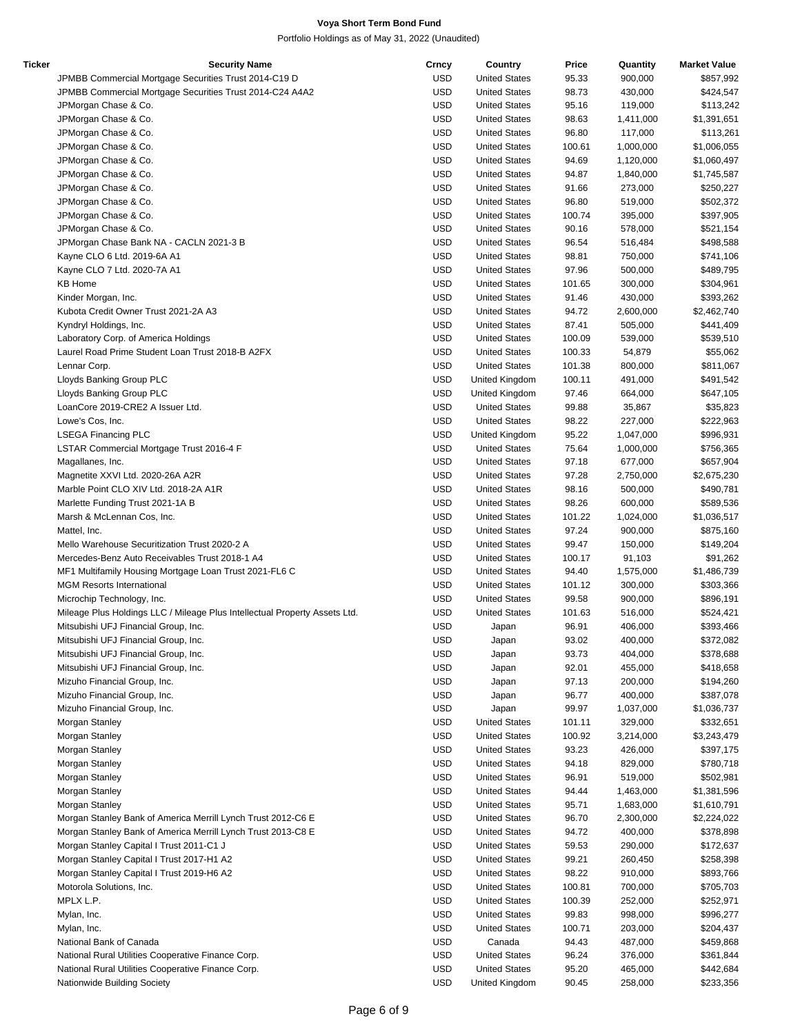**Voya Short Term Bond Fund**

Portfolio Holdings as of May 31, 2022 (Unaudited)

| Ticker | Security Name | Crncy | Country | Price | Quantity | Market Value |
|---|---|---|---|---|---|---|
| | JPMBB Commercial Mortgage Securities Trust 2014-C19 D | USD | United States | 95.33 | 900,000 | $857,992 |
| | JPMBB Commercial Mortgage Securities Trust 2014-C24 A4A2 | USD | United States | 98.73 | 430,000 | $424,547 |
| | JPMorgan Chase & Co. | USD | United States | 95.16 | 119,000 | $113,242 |
| | JPMorgan Chase & Co. | USD | United States | 98.63 | 1,411,000 | $1,391,651 |
| | JPMorgan Chase & Co. | USD | United States | 96.80 | 117,000 | $113,261 |
| | JPMorgan Chase & Co. | USD | United States | 100.61 | 1,000,000 | $1,006,055 |
| | JPMorgan Chase & Co. | USD | United States | 94.69 | 1,120,000 | $1,060,497 |
| | JPMorgan Chase & Co. | USD | United States | 94.87 | 1,840,000 | $1,745,587 |
| | JPMorgan Chase & Co. | USD | United States | 91.66 | 273,000 | $250,227 |
| | JPMorgan Chase & Co. | USD | United States | 96.80 | 519,000 | $502,372 |
| | JPMorgan Chase & Co. | USD | United States | 100.74 | 395,000 | $397,905 |
| | JPMorgan Chase & Co. | USD | United States | 90.16 | 578,000 | $521,154 |
| | JPMorgan Chase Bank NA - CACLN 2021-3 B | USD | United States | 96.54 | 516,484 | $498,588 |
| | Kayne CLO 6 Ltd. 2019-6A A1 | USD | United States | 98.81 | 750,000 | $741,106 |
| | Kayne CLO 7 Ltd. 2020-7A A1 | USD | United States | 97.96 | 500,000 | $489,795 |
| | KB Home | USD | United States | 101.65 | 300,000 | $304,961 |
| | Kinder Morgan, Inc. | USD | United States | 91.46 | 430,000 | $393,262 |
| | Kubota Credit Owner Trust 2021-2A A3 | USD | United States | 94.72 | 2,600,000 | $2,462,740 |
| | Kyndryl Holdings, Inc. | USD | United States | 87.41 | 505,000 | $441,409 |
| | Laboratory Corp. of America Holdings | USD | United States | 100.09 | 539,000 | $539,510 |
| | Laurel Road Prime Student Loan Trust 2018-B A2FX | USD | United States | 100.33 | 54,879 | $55,062 |
| | Lennar Corp. | USD | United States | 101.38 | 800,000 | $811,067 |
| | Lloyds Banking Group PLC | USD | United Kingdom | 100.11 | 491,000 | $491,542 |
| | Lloyds Banking Group PLC | USD | United Kingdom | 97.46 | 664,000 | $647,105 |
| | LoanCore 2019-CRE2 A Issuer Ltd. | USD | United States | 99.88 | 35,867 | $35,823 |
| | Lowe's Cos, Inc. | USD | United States | 98.22 | 227,000 | $222,963 |
| | LSEGA Financing PLC | USD | United Kingdom | 95.22 | 1,047,000 | $996,931 |
| | LSTAR Commercial Mortgage Trust 2016-4 F | USD | United States | 75.64 | 1,000,000 | $756,365 |
| | Magallanes, Inc. | USD | United States | 97.18 | 677,000 | $657,904 |
| | Magnetite XXVI Ltd. 2020-26A A2R | USD | United States | 97.28 | 2,750,000 | $2,675,230 |
| | Marble Point CLO XIV Ltd. 2018-2A A1R | USD | United States | 98.16 | 500,000 | $490,781 |
| | Marlette Funding Trust 2021-1A B | USD | United States | 98.26 | 600,000 | $589,536 |
| | Marsh & McLennan Cos, Inc. | USD | United States | 101.22 | 1,024,000 | $1,036,517 |
| | Mattel, Inc. | USD | United States | 97.24 | 900,000 | $875,160 |
| | Mello Warehouse Securitization Trust 2020-2 A | USD | United States | 99.47 | 150,000 | $149,204 |
| | Mercedes-Benz Auto Receivables Trust 2018-1 A4 | USD | United States | 100.17 | 91,103 | $91,262 |
| | MF1 Multifamily Housing Mortgage Loan Trust 2021-FL6 C | USD | United States | 94.40 | 1,575,000 | $1,486,739 |
| | MGM Resorts International | USD | United States | 101.12 | 300,000 | $303,366 |
| | Microchip Technology, Inc. | USD | United States | 99.58 | 900,000 | $896,191 |
| | Mileage Plus Holdings LLC / Mileage Plus Intellectual Property Assets Ltd. | USD | United States | 101.63 | 516,000 | $524,421 |
| | Mitsubishi UFJ Financial Group, Inc. | USD | Japan | 96.91 | 406,000 | $393,466 |
| | Mitsubishi UFJ Financial Group, Inc. | USD | Japan | 93.02 | 400,000 | $372,082 |
| | Mitsubishi UFJ Financial Group, Inc. | USD | Japan | 93.73 | 404,000 | $378,688 |
| | Mitsubishi UFJ Financial Group, Inc. | USD | Japan | 92.01 | 455,000 | $418,658 |
| | Mizuho Financial Group, Inc. | USD | Japan | 97.13 | 200,000 | $194,260 |
| | Mizuho Financial Group, Inc. | USD | Japan | 96.77 | 400,000 | $387,078 |
| | Mizuho Financial Group, Inc. | USD | Japan | 99.97 | 1,037,000 | $1,036,737 |
| | Morgan Stanley | USD | United States | 101.11 | 329,000 | $332,651 |
| | Morgan Stanley | USD | United States | 100.92 | 3,214,000 | $3,243,479 |
| | Morgan Stanley | USD | United States | 93.23 | 426,000 | $397,175 |
| | Morgan Stanley | USD | United States | 94.18 | 829,000 | $780,718 |
| | Morgan Stanley | USD | United States | 96.91 | 519,000 | $502,981 |
| | Morgan Stanley | USD | United States | 94.44 | 1,463,000 | $1,381,596 |
| | Morgan Stanley | USD | United States | 95.71 | 1,683,000 | $1,610,791 |
| | Morgan Stanley Bank of America Merrill Lynch Trust 2012-C6 E | USD | United States | 96.70 | 2,300,000 | $2,224,022 |
| | Morgan Stanley Bank of America Merrill Lynch Trust 2013-C8 E | USD | United States | 94.72 | 400,000 | $378,898 |
| | Morgan Stanley Capital I Trust 2011-C1 J | USD | United States | 59.53 | 290,000 | $172,637 |
| | Morgan Stanley Capital I Trust 2017-H1 A2 | USD | United States | 99.21 | 260,450 | $258,398 |
| | Morgan Stanley Capital I Trust 2019-H6 A2 | USD | United States | 98.22 | 910,000 | $893,766 |
| | Motorola Solutions, Inc. | USD | United States | 100.81 | 700,000 | $705,703 |
| | MPLX L.P. | USD | United States | 100.39 | 252,000 | $252,971 |
| | Mylan, Inc. | USD | United States | 99.83 | 998,000 | $996,277 |
| | Mylan, Inc. | USD | United States | 100.71 | 203,000 | $204,437 |
| | National Bank of Canada | USD | Canada | 94.43 | 487,000 | $459,868 |
| | National Rural Utilities Cooperative Finance Corp. | USD | United States | 96.24 | 376,000 | $361,844 |
| | National Rural Utilities Cooperative Finance Corp. | USD | United States | 95.20 | 465,000 | $442,684 |
| | Nationwide Building Society | USD | United Kingdom | 90.45 | 258,000 | $233,356 |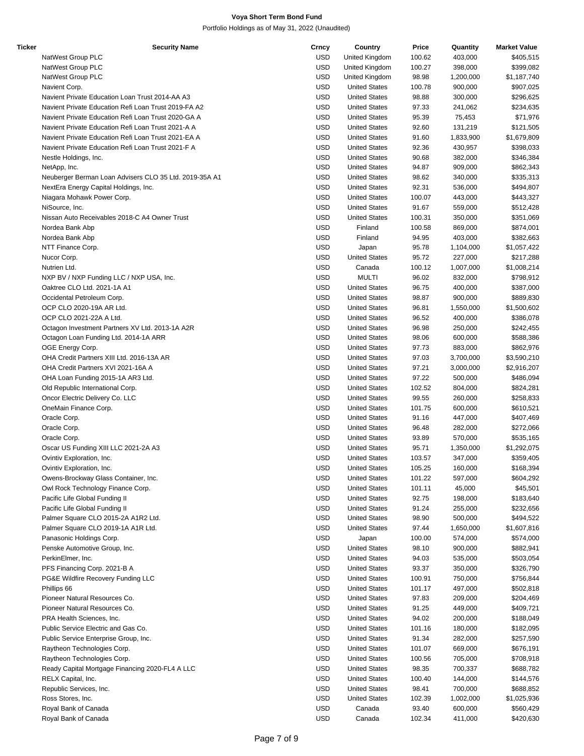# Voya Short Term Bond Fund

Portfolio Holdings as of May 31, 2022 (Unaudited)

| Ticker | Security Name | Crncy | Country | Price | Quantity | Market Value |
|---|---|---|---|---|---|---|
| | NatWest Group PLC | USD | United Kingdom | 100.62 | 403,000 | $405,515 |
| | NatWest Group PLC | USD | United Kingdom | 100.27 | 398,000 | $399,082 |
| | NatWest Group PLC | USD | United Kingdom | 98.98 | 1,200,000 | $1,187,740 |
| | Navient Corp. | USD | United States | 100.78 | 900,000 | $907,025 |
| | Navient Private Education Loan Trust 2014-AA A3 | USD | United States | 98.88 | 300,000 | $296,625 |
| | Navient Private Education Refi Loan Trust 2019-FA A2 | USD | United States | 97.33 | 241,062 | $234,635 |
| | Navient Private Education Refi Loan Trust 2020-GA A | USD | United States | 95.39 | 75,453 | $71,976 |
| | Navient Private Education Refi Loan Trust 2021-A A | USD | United States | 92.60 | 131,219 | $121,505 |
| | Navient Private Education Refi Loan Trust 2021-EA A | USD | United States | 91.60 | 1,833,900 | $1,679,809 |
| | Navient Private Education Refi Loan Trust 2021-F A | USD | United States | 92.36 | 430,957 | $398,033 |
| | Nestle Holdings, Inc. | USD | United States | 90.68 | 382,000 | $346,384 |
| | NetApp, Inc. | USD | United States | 94.87 | 909,000 | $862,343 |
| | Neuberger Berman Loan Advisers CLO 35 Ltd. 2019-35A A1 | USD | United States | 98.62 | 340,000 | $335,313 |
| | NextEra Energy Capital Holdings, Inc. | USD | United States | 92.31 | 536,000 | $494,807 |
| | Niagara Mohawk Power Corp. | USD | United States | 100.07 | 443,000 | $443,327 |
| | NiSource, Inc. | USD | United States | 91.67 | 559,000 | $512,428 |
| | Nissan Auto Receivables 2018-C A4 Owner Trust | USD | United States | 100.31 | 350,000 | $351,069 |
| | Nordea Bank Abp | USD | Finland | 100.58 | 869,000 | $874,001 |
| | Nordea Bank Abp | USD | Finland | 94.95 | 403,000 | $382,663 |
| | NTT Finance Corp. | USD | Japan | 95.78 | 1,104,000 | $1,057,422 |
| | Nucor Corp. | USD | United States | 95.72 | 227,000 | $217,288 |
| | Nutrien Ltd. | USD | Canada | 100.12 | 1,007,000 | $1,008,214 |
| | NXP BV / NXP Funding LLC / NXP USA, Inc. | USD | MULTI | 96.02 | 832,000 | $798,912 |
| | Oaktree CLO Ltd. 2021-1A A1 | USD | United States | 96.75 | 400,000 | $387,000 |
| | Occidental Petroleum Corp. | USD | United States | 98.87 | 900,000 | $889,830 |
| | OCP CLO 2020-19A AR Ltd. | USD | United States | 96.81 | 1,550,000 | $1,500,602 |
| | OCP CLO 2021-22A A Ltd. | USD | United States | 96.52 | 400,000 | $386,078 |
| | Octagon Investment Partners XV Ltd. 2013-1A A2R | USD | United States | 96.98 | 250,000 | $242,455 |
| | Octagon Loan Funding Ltd. 2014-1A ARR | USD | United States | 98.06 | 600,000 | $588,386 |
| | OGE Energy Corp. | USD | United States | 97.73 | 883,000 | $862,976 |
| | OHA Credit Partners XIII Ltd. 2016-13A AR | USD | United States | 97.03 | 3,700,000 | $3,590,210 |
| | OHA Credit Partners XVI 2021-16A A | USD | United States | 97.21 | 3,000,000 | $2,916,207 |
| | OHA Loan Funding 2015-1A AR3 Ltd. | USD | United States | 97.22 | 500,000 | $486,094 |
| | Old Republic International Corp. | USD | United States | 102.52 | 804,000 | $824,281 |
| | Oncor Electric Delivery Co. LLC | USD | United States | 99.55 | 260,000 | $258,833 |
| | OneMain Finance Corp. | USD | United States | 101.75 | 600,000 | $610,521 |
| | Oracle Corp. | USD | United States | 91.16 | 447,000 | $407,469 |
| | Oracle Corp. | USD | United States | 96.48 | 282,000 | $272,066 |
| | Oracle Corp. | USD | United States | 93.89 | 570,000 | $535,165 |
| | Oscar US Funding XIII LLC 2021-2A A3 | USD | United States | 95.71 | 1,350,000 | $1,292,075 |
| | Ovintiv Exploration, Inc. | USD | United States | 103.57 | 347,000 | $359,405 |
| | Ovintiv Exploration, Inc. | USD | United States | 105.25 | 160,000 | $168,394 |
| | Owens-Brockway Glass Container, Inc. | USD | United States | 101.22 | 597,000 | $604,292 |
| | Owl Rock Technology Finance Corp. | USD | United States | 101.11 | 45,000 | $45,501 |
| | Pacific Life Global Funding II | USD | United States | 92.75 | 198,000 | $183,640 |
| | Pacific Life Global Funding II | USD | United States | 91.24 | 255,000 | $232,656 |
| | Palmer Square CLO 2015-2A A1R2 Ltd. | USD | United States | 98.90 | 500,000 | $494,522 |
| | Palmer Square CLO 2019-1A A1R Ltd. | USD | United States | 97.44 | 1,650,000 | $1,607,816 |
| | Panasonic Holdings Corp. | USD | Japan | 100.00 | 574,000 | $574,000 |
| | Penske Automotive Group, Inc. | USD | United States | 98.10 | 900,000 | $882,941 |
| | PerkinElmer, Inc. | USD | United States | 94.03 | 535,000 | $503,054 |
| | PFS Financing Corp. 2021-B A | USD | United States | 93.37 | 350,000 | $326,790 |
| | PG&E Wildfire Recovery Funding LLC | USD | United States | 100.91 | 750,000 | $756,844 |
| | Phillips 66 | USD | United States | 101.17 | 497,000 | $502,818 |
| | Pioneer Natural Resources Co. | USD | United States | 97.83 | 209,000 | $204,469 |
| | Pioneer Natural Resources Co. | USD | United States | 91.25 | 449,000 | $409,721 |
| | PRA Health Sciences, Inc. | USD | United States | 94.02 | 200,000 | $188,049 |
| | Public Service Electric and Gas Co. | USD | United States | 101.16 | 180,000 | $182,095 |
| | Public Service Enterprise Group, Inc. | USD | United States | 91.34 | 282,000 | $257,590 |
| | Raytheon Technologies Corp. | USD | United States | 101.07 | 669,000 | $676,191 |
| | Raytheon Technologies Corp. | USD | United States | 100.56 | 705,000 | $708,918 |
| | Ready Capital Mortgage Financing 2020-FL4 A LLC | USD | United States | 98.35 | 700,337 | $688,782 |
| | RELX Capital, Inc. | USD | United States | 100.40 | 144,000 | $144,576 |
| | Republic Services, Inc. | USD | United States | 98.41 | 700,000 | $688,852 |
| | Ross Stores, Inc. | USD | United States | 102.39 | 1,002,000 | $1,025,936 |
| | Royal Bank of Canada | USD | Canada | 93.40 | 600,000 | $560,429 |
| | Royal Bank of Canada | USD | Canada | 102.34 | 411,000 | $420,630 |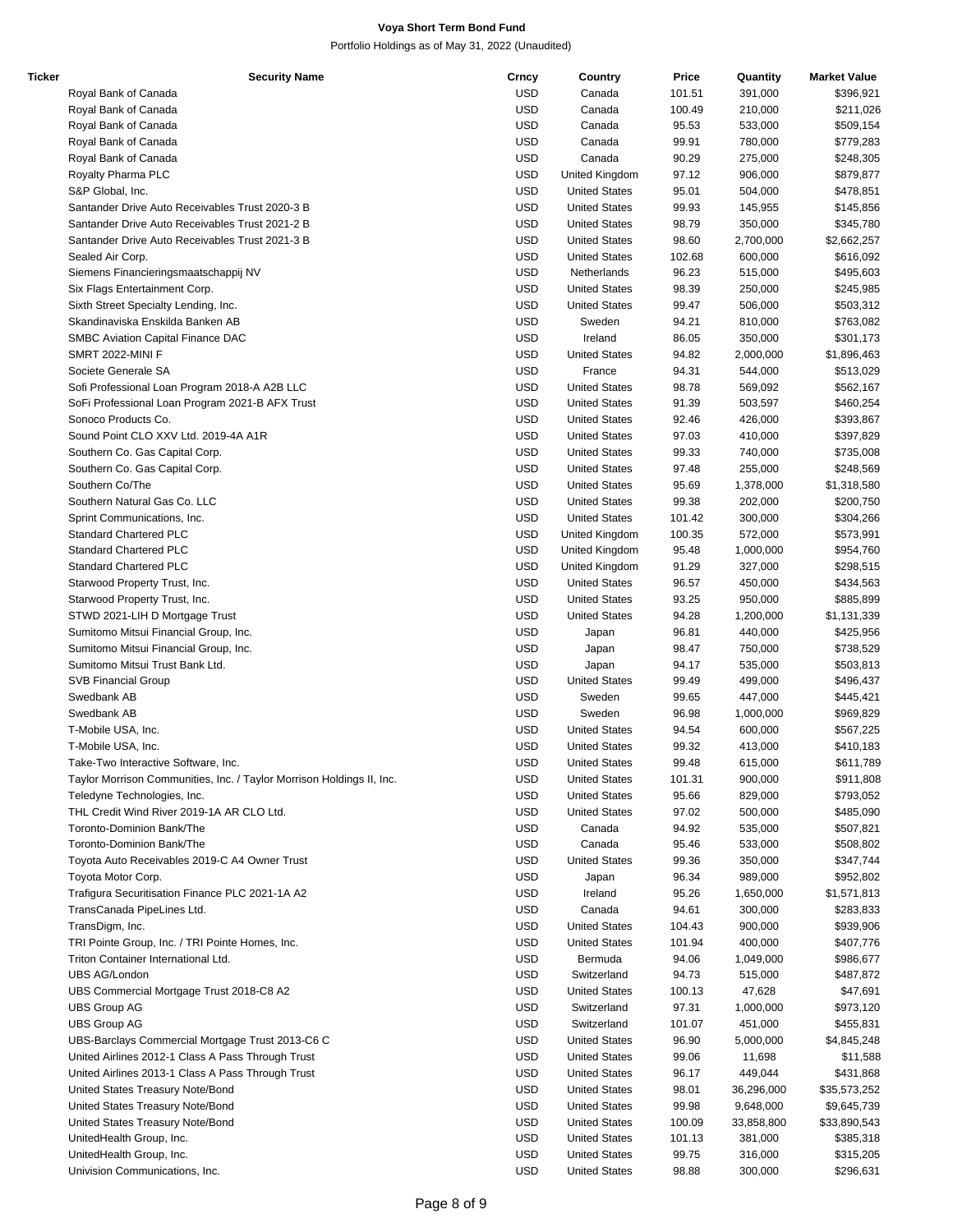**Voya Short Term Bond Fund**

Portfolio Holdings as of May 31, 2022 (Unaudited)

| Ticker | Security Name | Crncy | Country | Price | Quantity | Market Value |
|---|---|---|---|---|---|---|
| | Royal Bank of Canada | USD | Canada | 101.51 | 391,000 | $396,921 |
| | Royal Bank of Canada | USD | Canada | 100.49 | 210,000 | $211,026 |
| | Royal Bank of Canada | USD | Canada | 95.53 | 533,000 | $509,154 |
| | Royal Bank of Canada | USD | Canada | 99.91 | 780,000 | $779,283 |
| | Royal Bank of Canada | USD | Canada | 90.29 | 275,000 | $248,305 |
| | Royalty Pharma PLC | USD | United Kingdom | 97.12 | 906,000 | $879,877 |
| | S&P Global, Inc. | USD | United States | 95.01 | 504,000 | $478,851 |
| | Santander Drive Auto Receivables Trust 2020-3 B | USD | United States | 99.93 | 145,955 | $145,856 |
| | Santander Drive Auto Receivables Trust 2021-2 B | USD | United States | 98.79 | 350,000 | $345,780 |
| | Santander Drive Auto Receivables Trust 2021-3 B | USD | United States | 98.60 | 2,700,000 | $2,662,257 |
| | Sealed Air Corp. | USD | United States | 102.68 | 600,000 | $616,092 |
| | Siemens Financieringsmaatschappij NV | USD | Netherlands | 96.23 | 515,000 | $495,603 |
| | Six Flags Entertainment Corp. | USD | United States | 98.39 | 250,000 | $245,985 |
| | Sixth Street Specialty Lending, Inc. | USD | United States | 99.47 | 506,000 | $503,312 |
| | Skandinaviska Enskilda Banken AB | USD | Sweden | 94.21 | 810,000 | $763,082 |
| | SMBC Aviation Capital Finance DAC | USD | Ireland | 86.05 | 350,000 | $301,173 |
| | SMRT 2022-MINI F | USD | United States | 94.82 | 2,000,000 | $1,896,463 |
| | Societe Generale SA | USD | France | 94.31 | 544,000 | $513,029 |
| | Sofi Professional Loan Program 2018-A A2B LLC | USD | United States | 98.78 | 569,092 | $562,167 |
| | SoFi Professional Loan Program 2021-B AFX Trust | USD | United States | 91.39 | 503,597 | $460,254 |
| | Sonoco Products Co. | USD | United States | 92.46 | 426,000 | $393,867 |
| | Sound Point CLO XXV Ltd. 2019-4A A1R | USD | United States | 97.03 | 410,000 | $397,829 |
| | Southern Co. Gas Capital Corp. | USD | United States | 99.33 | 740,000 | $735,008 |
| | Southern Co. Gas Capital Corp. | USD | United States | 97.48 | 255,000 | $248,569 |
| | Southern Co/The | USD | United States | 95.69 | 1,378,000 | $1,318,580 |
| | Southern Natural Gas Co. LLC | USD | United States | 99.38 | 202,000 | $200,750 |
| | Sprint Communications, Inc. | USD | United States | 101.42 | 300,000 | $304,266 |
| | Standard Chartered PLC | USD | United Kingdom | 100.35 | 572,000 | $573,991 |
| | Standard Chartered PLC | USD | United Kingdom | 95.48 | 1,000,000 | $954,760 |
| | Standard Chartered PLC | USD | United Kingdom | 91.29 | 327,000 | $298,515 |
| | Starwood Property Trust, Inc. | USD | United States | 96.57 | 450,000 | $434,563 |
| | Starwood Property Trust, Inc. | USD | United States | 93.25 | 950,000 | $885,899 |
| | STWD 2021-LIH D Mortgage Trust | USD | United States | 94.28 | 1,200,000 | $1,131,339 |
| | Sumitomo Mitsui Financial Group, Inc. | USD | Japan | 96.81 | 440,000 | $425,956 |
| | Sumitomo Mitsui Financial Group, Inc. | USD | Japan | 98.47 | 750,000 | $738,529 |
| | Sumitomo Mitsui Trust Bank Ltd. | USD | Japan | 94.17 | 535,000 | $503,813 |
| | SVB Financial Group | USD | United States | 99.49 | 499,000 | $496,437 |
| | Swedbank AB | USD | Sweden | 99.65 | 447,000 | $445,421 |
| | Swedbank AB | USD | Sweden | 96.98 | 1,000,000 | $969,829 |
| | T-Mobile USA, Inc. | USD | United States | 94.54 | 600,000 | $567,225 |
| | T-Mobile USA, Inc. | USD | United States | 99.32 | 413,000 | $410,183 |
| | Take-Two Interactive Software, Inc. | USD | United States | 99.48 | 615,000 | $611,789 |
| | Taylor Morrison Communities, Inc. / Taylor Morrison Holdings II, Inc. | USD | United States | 101.31 | 900,000 | $911,808 |
| | Teledyne Technologies, Inc. | USD | United States | 95.66 | 829,000 | $793,052 |
| | THL Credit Wind River 2019-1A AR CLO Ltd. | USD | United States | 97.02 | 500,000 | $485,090 |
| | Toronto-Dominion Bank/The | USD | Canada | 94.92 | 535,000 | $507,821 |
| | Toronto-Dominion Bank/The | USD | Canada | 95.46 | 533,000 | $508,802 |
| | Toyota Auto Receivables 2019-C A4 Owner Trust | USD | United States | 99.36 | 350,000 | $347,744 |
| | Toyota Motor Corp. | USD | Japan | 96.34 | 989,000 | $952,802 |
| | Trafigura Securitisation Finance PLC 2021-1A A2 | USD | Ireland | 95.26 | 1,650,000 | $1,571,813 |
| | TransCanada PipeLines Ltd. | USD | Canada | 94.61 | 300,000 | $283,833 |
| | TransDigm, Inc. | USD | United States | 104.43 | 900,000 | $939,906 |
| | TRI Pointe Group, Inc. / TRI Pointe Homes, Inc. | USD | United States | 101.94 | 400,000 | $407,776 |
| | Triton Container International Ltd. | USD | Bermuda | 94.06 | 1,049,000 | $986,677 |
| | UBS AG/London | USD | Switzerland | 94.73 | 515,000 | $487,872 |
| | UBS Commercial Mortgage Trust 2018-C8 A2 | USD | United States | 100.13 | 47,628 | $47,691 |
| | UBS Group AG | USD | Switzerland | 97.31 | 1,000,000 | $973,120 |
| | UBS Group AG | USD | Switzerland | 101.07 | 451,000 | $455,831 |
| | UBS-Barclays Commercial Mortgage Trust 2013-C6 C | USD | United States | 96.90 | 5,000,000 | $4,845,248 |
| | United Airlines 2012-1 Class A Pass Through Trust | USD | United States | 99.06 | 11,698 | $11,588 |
| | United Airlines 2013-1 Class A Pass Through Trust | USD | United States | 96.17 | 449,044 | $431,868 |
| | United States Treasury Note/Bond | USD | United States | 98.01 | 36,296,000 | $35,573,252 |
| | United States Treasury Note/Bond | USD | United States | 99.98 | 9,648,000 | $9,645,739 |
| | United States Treasury Note/Bond | USD | United States | 100.09 | 33,858,800 | $33,890,543 |
| | UnitedHealth Group, Inc. | USD | United States | 101.13 | 381,000 | $385,318 |
| | UnitedHealth Group, Inc. | USD | United States | 99.75 | 316,000 | $315,205 |
| | Univision Communications, Inc. | USD | United States | 98.88 | 300,000 | $296,631 |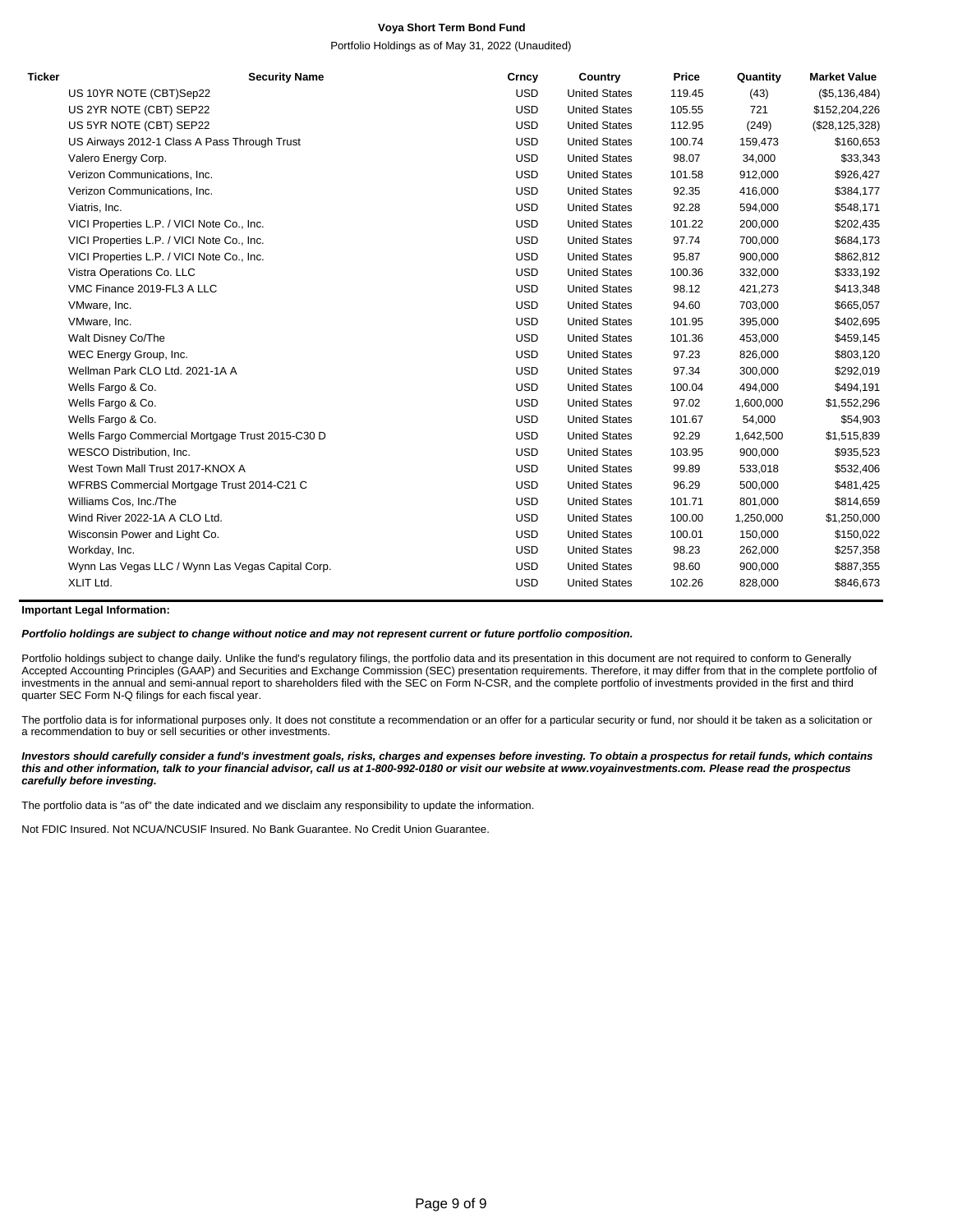**Voya Short Term Bond Fund**

Portfolio Holdings as of May 31, 2022 (Unaudited)

| Ticker | Security Name | Crncy | Country | Price | Quantity | Market Value |
|---|---|---|---|---|---|---|
| | US 10YR NOTE (CBT)Sep22 | USD | United States | 119.45 | (43) | ($5,136,484) |
| | US 2YR NOTE (CBT) SEP22 | USD | United States | 105.55 | 721 | $152,204,226 |
| | US 5YR NOTE (CBT) SEP22 | USD | United States | 112.95 | (249) | ($28,125,328) |
| | US Airways 2012-1 Class A Pass Through Trust | USD | United States | 100.74 | 159,473 | $160,653 |
| | Valero Energy Corp. | USD | United States | 98.07 | 34,000 | $33,343 |
| | Verizon Communications, Inc. | USD | United States | 101.58 | 912,000 | $926,427 |
| | Verizon Communications, Inc. | USD | United States | 92.35 | 416,000 | $384,177 |
| | Viatris, Inc. | USD | United States | 92.28 | 594,000 | $548,171 |
| | VICI Properties L.P. / VICI Note Co., Inc. | USD | United States | 101.22 | 200,000 | $202,435 |
| | VICI Properties L.P. / VICI Note Co., Inc. | USD | United States | 97.74 | 700,000 | $684,173 |
| | VICI Properties L.P. / VICI Note Co., Inc. | USD | United States | 95.87 | 900,000 | $862,812 |
| | Vistra Operations Co. LLC | USD | United States | 100.36 | 332,000 | $333,192 |
| | VMC Finance 2019-FL3 A LLC | USD | United States | 98.12 | 421,273 | $413,348 |
| | VMware, Inc. | USD | United States | 94.60 | 703,000 | $665,057 |
| | VMware, Inc. | USD | United States | 101.95 | 395,000 | $402,695 |
| | Walt Disney Co/The | USD | United States | 101.36 | 453,000 | $459,145 |
| | WEC Energy Group, Inc. | USD | United States | 97.23 | 826,000 | $803,120 |
| | Wellman Park CLO Ltd. 2021-1A A | USD | United States | 97.34 | 300,000 | $292,019 |
| | Wells Fargo & Co. | USD | United States | 100.04 | 494,000 | $494,191 |
| | Wells Fargo & Co. | USD | United States | 97.02 | 1,600,000 | $1,552,296 |
| | Wells Fargo & Co. | USD | United States | 101.67 | 54,000 | $54,903 |
| | Wells Fargo Commercial Mortgage Trust 2015-C30 D | USD | United States | 92.29 | 1,642,500 | $1,515,839 |
| | WESCO Distribution, Inc. | USD | United States | 103.95 | 900,000 | $935,523 |
| | West Town Mall Trust 2017-KNOX A | USD | United States | 99.89 | 533,018 | $532,406 |
| | WFRBS Commercial Mortgage Trust 2014-C21 C | USD | United States | 96.29 | 500,000 | $481,425 |
| | Williams Cos, Inc./The | USD | United States | 101.71 | 801,000 | $814,659 |
| | Wind River 2022-1A A CLO Ltd. | USD | United States | 100.00 | 1,250,000 | $1,250,000 |
| | Wisconsin Power and Light Co. | USD | United States | 100.01 | 150,000 | $150,022 |
| | Workday, Inc. | USD | United States | 98.23 | 262,000 | $257,358 |
| | Wynn Las Vegas LLC / Wynn Las Vegas Capital Corp. | USD | United States | 98.60 | 900,000 | $887,355 |
| | XLIT Ltd. | USD | United States | 102.26 | 828,000 | $846,673 |

**Important Legal Information:**

***Portfolio holdings are subject to change without notice and may not represent current or future portfolio composition.***

Portfolio holdings subject to change daily. Unlike the fund's regulatory filings, the portfolio data and its presentation in this document are not required to conform to Generally Accepted Accounting Principles (GAAP) and Securities and Exchange Commission (SEC) presentation requirements. Therefore, it may differ from that in the complete portfolio of investments in the annual and semi-annual report to shareholders filed with the SEC on Form N-CSR, and the complete portfolio of investments provided in the first and third quarter SEC Form N-Q filings for each fiscal year.

The portfolio data is for informational purposes only. It does not constitute a recommendation or an offer for a particular security or fund, nor should it be taken as a solicitation or a recommendation to buy or sell securities or other investments.

***Investors should carefully consider a fund's investment goals, risks, charges and expenses before investing. To obtain a prospectus for retail funds, which contains this and other information, talk to your financial advisor, call us at 1-800-992-0180 or visit our website at www.voyainvestments.com. Please read the prospectus carefully before investing.***

The portfolio data is "as of" the date indicated and we disclaim any responsibility to update the information.

Not FDIC Insured. Not NCUA/NCUSIF Insured. No Bank Guarantee. No Credit Union Guarantee.